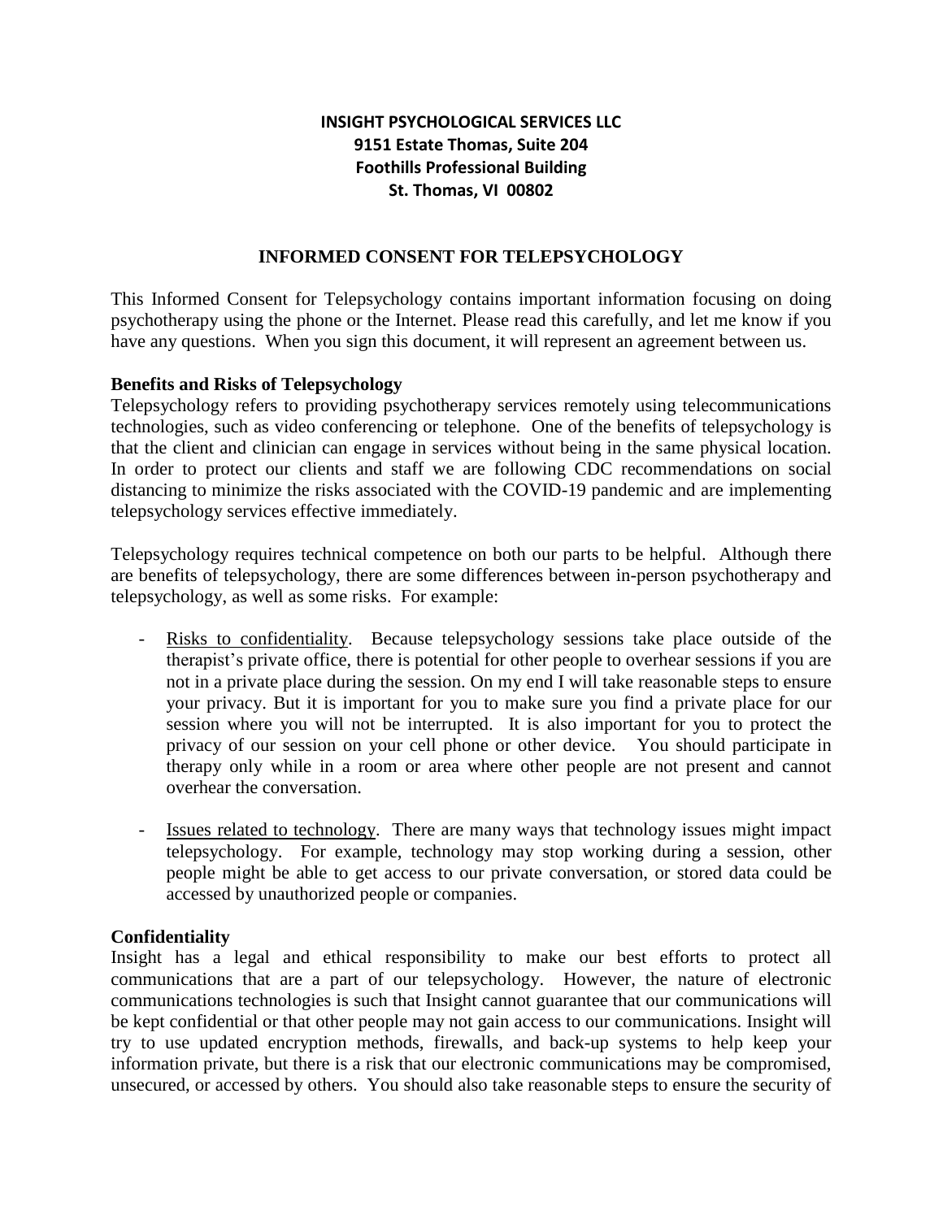**INSIGHT PSYCHOLOGICAL SERVICES LLC**
**9151 Estate Thomas, Suite 204**
**Foothills Professional Building**
**St. Thomas, VI 00802**

# INFORMED CONSENT FOR TELEPSYCHOLOGY

This Informed Consent for Telepsychology contains important information focusing on doing psychotherapy using the phone or the Internet. Please read this carefully, and let me know if you have any questions. When you sign this document, it will represent an agreement between us.

**Benefits and Risks of Telepsychology**
Telepsychology refers to providing psychotherapy services remotely using telecommunications technologies, such as video conferencing or telephone. One of the benefits of telepsychology is that the client and clinician can engage in services without being in the same physical location. In order to protect our clients and staff we are following CDC recommendations on social distancing to minimize the risks associated with the COVID-19 pandemic and are implementing telepsychology services effective immediately.

Telepsychology requires technical competence on both our parts to be helpful. Although there are benefits of telepsychology, there are some differences between in-person psychotherapy and telepsychology, as well as some risks. For example:

- Risks to confidentiality. Because telepsychology sessions take place outside of the therapist's private office, there is potential for other people to overhear sessions if you are not in a private place during the session. On my end I will take reasonable steps to ensure your privacy. But it is important for you to make sure you find a private place for our session where you will not be interrupted. It is also important for you to protect the privacy of our session on your cell phone or other device. You should participate in therapy only while in a room or area where other people are not present and cannot overhear the conversation.

- Issues related to technology. There are many ways that technology issues might impact telepsychology. For example, technology may stop working during a session, other people might be able to get access to our private conversation, or stored data could be accessed by unauthorized people or companies.

**Confidentiality**
Insight has a legal and ethical responsibility to make our best efforts to protect all communications that are a part of our telepsychology. However, the nature of electronic communications technologies is such that Insight cannot guarantee that our communications will be kept confidential or that other people may not gain access to our communications. Insight will try to use updated encryption methods, firewalls, and back-up systems to help keep your information private, but there is a risk that our electronic communications may be compromised, unsecured, or accessed by others. You should also take reasonable steps to ensure the security of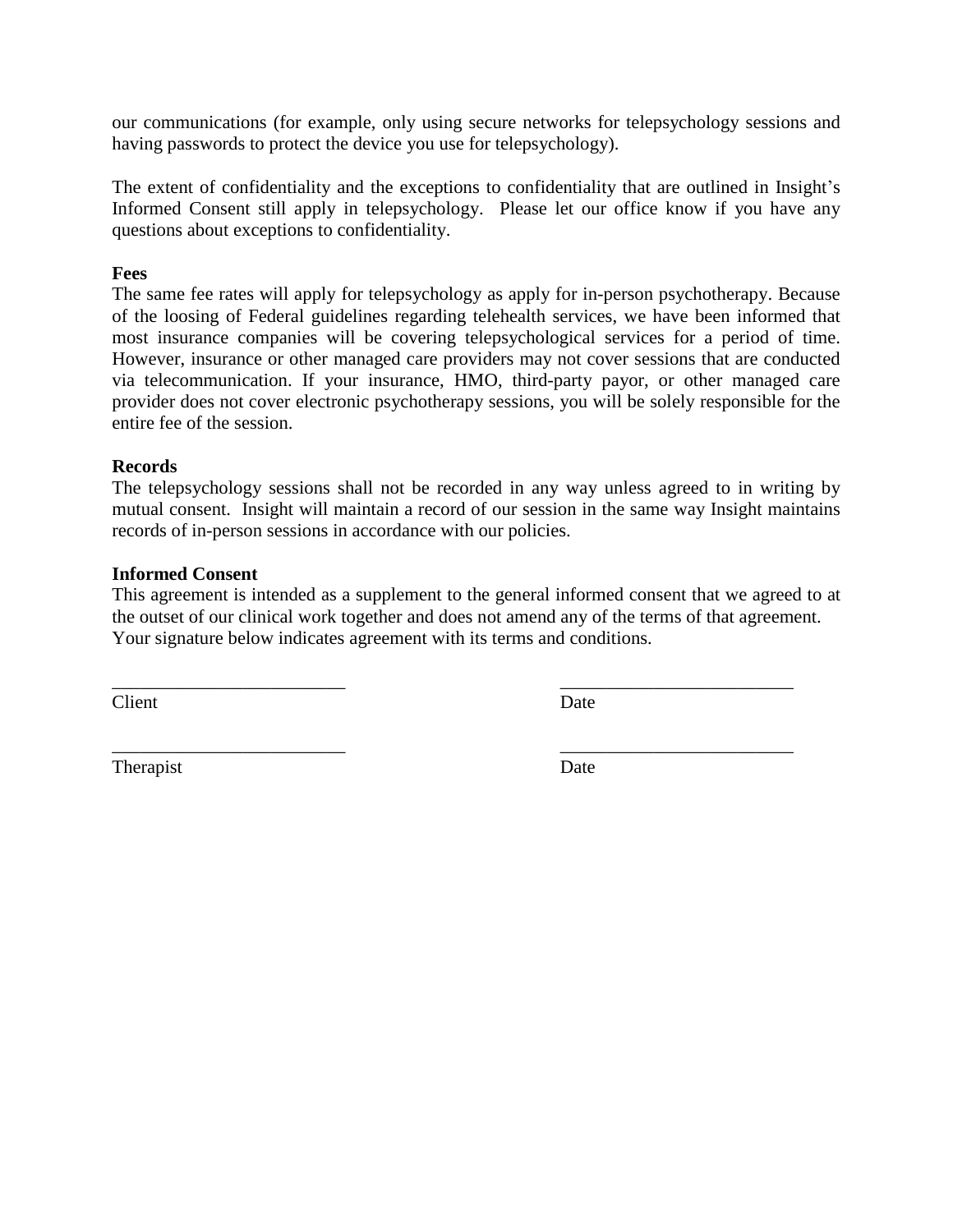our communications (for example, only using secure networks for telepsychology sessions and having passwords to protect the device you use for telepsychology).

The extent of confidentiality and the exceptions to confidentiality that are outlined in Insight's Informed Consent still apply in telepsychology. Please let our office know if you have any questions about exceptions to confidentiality.

**Fees**

The same fee rates will apply for telepsychology as apply for in-person psychotherapy. Because of the loosing of Federal guidelines regarding telehealth services, we have been informed that most insurance companies will be covering telepsychological services for a period of time. However, insurance or other managed care providers may not cover sessions that are conducted via telecommunication. If your insurance, HMO, third-party payor, or other managed care provider does not cover electronic psychotherapy sessions, you will be solely responsible for the entire fee of the session.

**Records**

The telepsychology sessions shall not be recorded in any way unless agreed to in writing by mutual consent. Insight will maintain a record of our session in the same way Insight maintains records of in-person sessions in accordance with our policies.

**Informed Consent**

This agreement is intended as a supplement to the general informed consent that we agreed to at the outset of our clinical work together and does not amend any of the terms of that agreement. Your signature below indicates agreement with its terms and conditions.

_________________________ _________________________

Client Date

_________________________ _________________________

Therapist Date